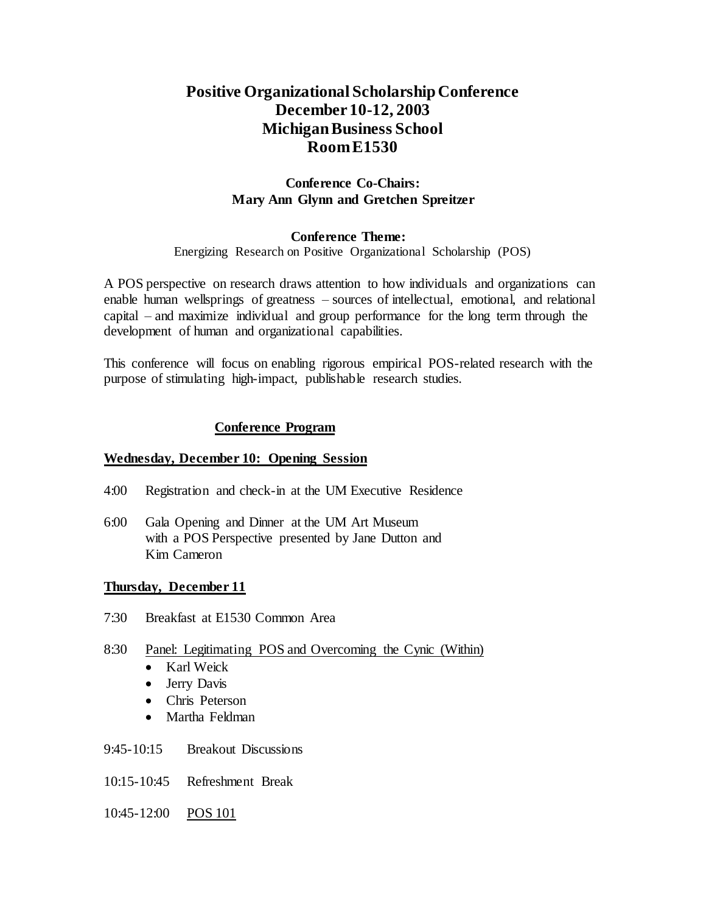# Positive Organizational Scholarship Conference
# December 10-12, 2003
# Michigan Business School
# Room E1530

**Conference Co-Chairs:**
**Mary Ann Glynn and Gretchen Spreitzer**

**Conference Theme:**
Energizing Research on Positive Organizational Scholarship (POS)

A POS perspective on research draws attention to how individuals and organizations can enable human wellsprings of greatness – sources of intellectual, emotional, and relational capital – and maximize individual and group performance for the long term through the development of human and organizational capabilities.

This conference will focus on enabling rigorous empirical POS-related research with the purpose of stimulating high-impact, publishable research studies.

## Conference Program

### Wednesday, December 10: Opening Session

4:00 Registration and check-in at the UM Executive Residence

6:00 Gala Opening and Dinner at the UM Art Museum with a POS Perspective presented by Jane Dutton and Kim Cameron

### Thursday, December 11

7:30 Breakfast at E1530 Common Area

8:30 Panel: Legitimating POS and Overcoming the Cynic (Within)

- Karl Weick
- Jerry Davis
- Chris Peterson
- Martha Feldman

9:45-10:15 Breakout Discussions

10:15-10:45 Refreshment Break

10:45-12:00 POS 101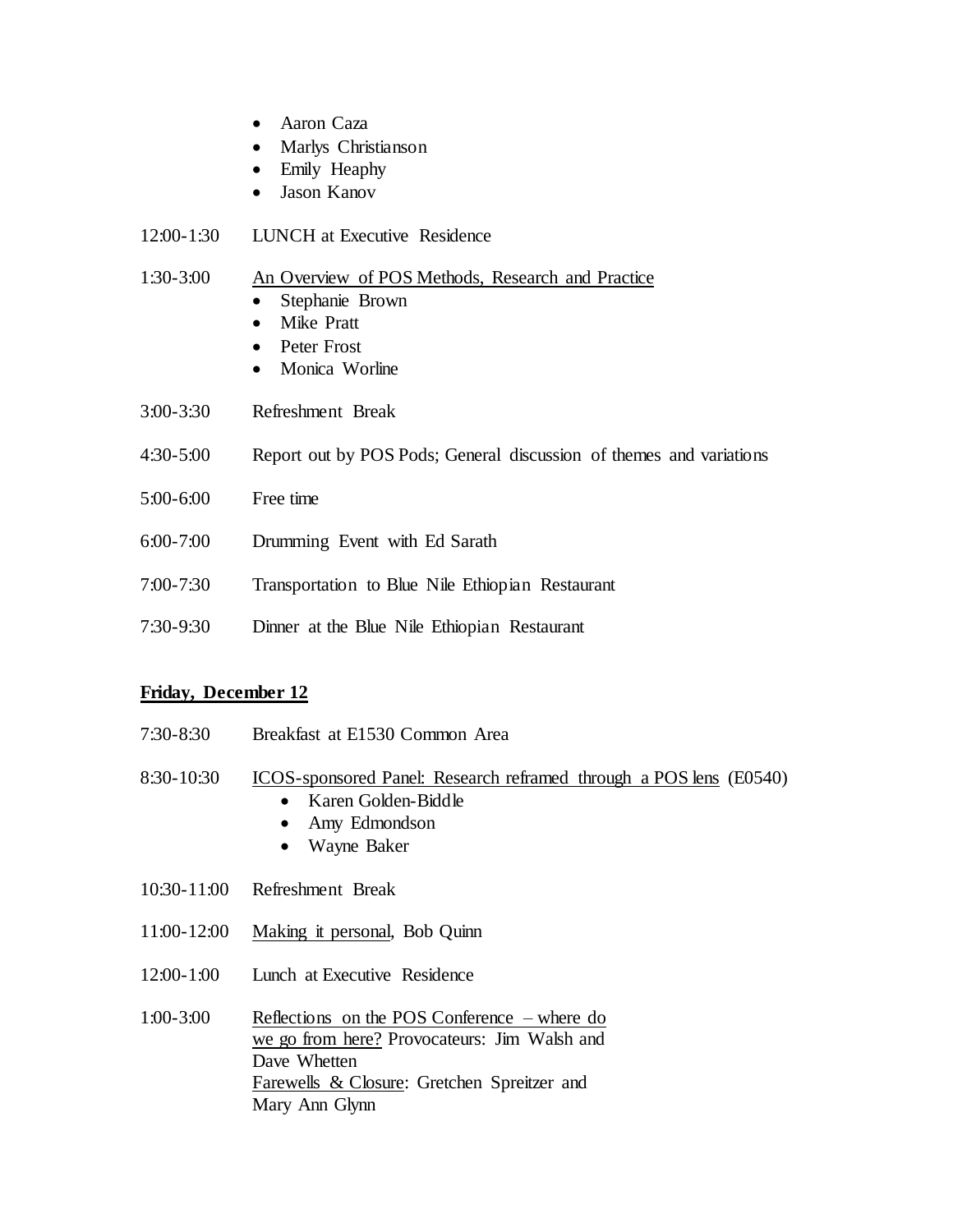- Aaron Caza
- Marlys Christianson
- Emily Heaphy
- Jason Kanov

12:00-1:30 LUNCH at Executive Residence

1:30-3:00 <u>An Overview of POS Methods, Research and Practice</u>
- Stephanie Brown
- Mike Pratt
- Peter Frost
- Monica Worline

3:00-3:30 Refreshment Break

4:30-5:00 Report out by POS Pods; General discussion of themes and variations

5:00-6:00 Free time

6:00-7:00 Drumming Event with Ed Sarath

7:00-7:30 Transportation to Blue Nile Ethiopian Restaurant

7:30-9:30 Dinner at the Blue Nile Ethiopian Restaurant

**<u>Friday, December 12</u>**

7:30-8:30 Breakfast at E1530 Common Area

8:30-10:30 <u>ICOS-sponsored Panel: Research reframed through a POS lens</u> (E0540)
- Karen Golden-Biddle
- Amy Edmondson
- Wayne Baker

10:30-11:00 Refreshment Break

11:00-12:00 <u>Making it personal</u>, Bob Quinn

12:00-1:00 Lunch at Executive Residence

1:00-3:00 <u>Reflections on the POS Conference – where do we go from here?</u> Provocateurs: Jim Walsh and Dave Whetten
<u>Farewells & Closure</u>: Gretchen Spreitzer and Mary Ann Glynn